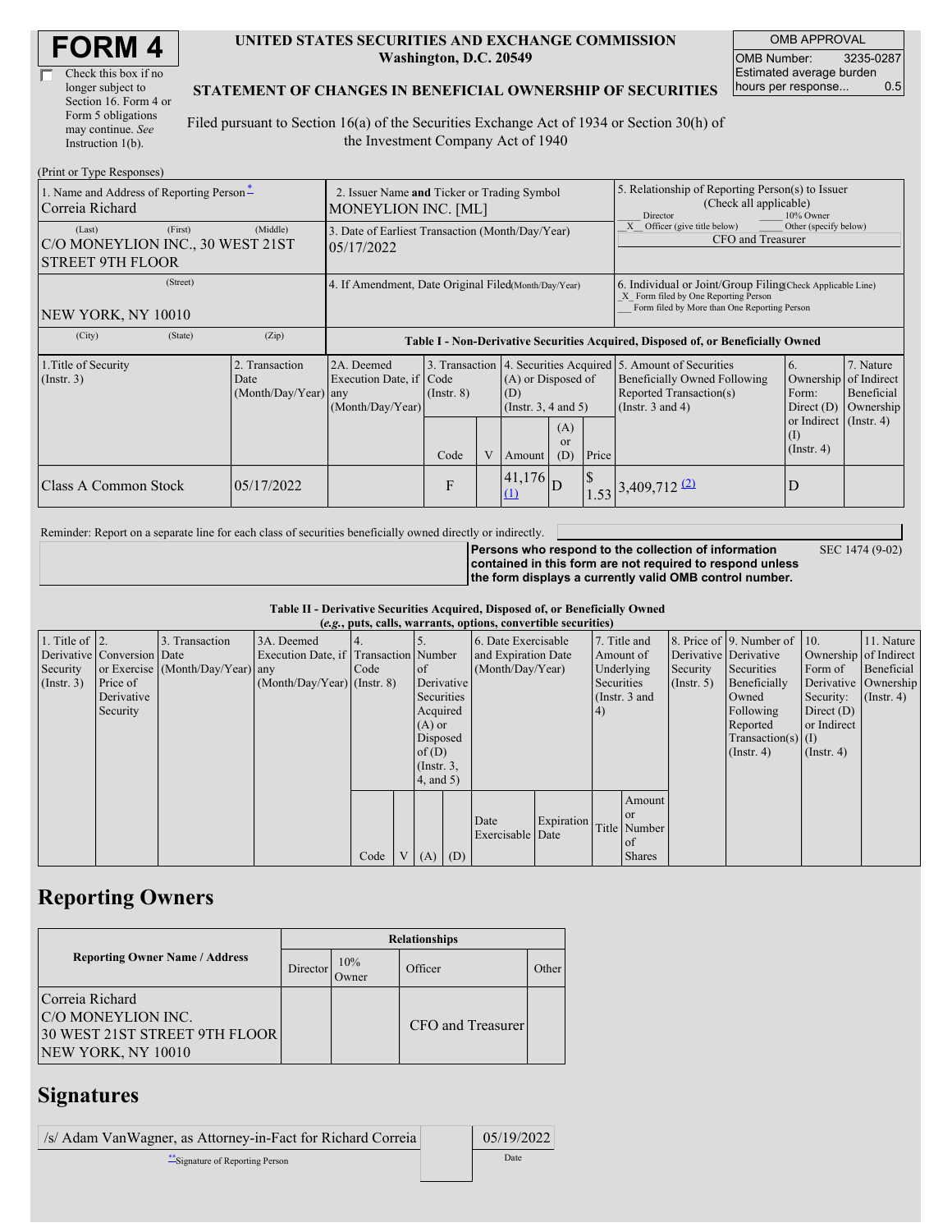# FORM 4

☐ Check this box if no longer subject to Section 16. Form 4 or Form 5 obligations may continue. *See* Instruction 1(b).

**UNITED STATES SECURITIES AND EXCHANGE COMMISSION**
**Washington, D.C. 20549**

**STATEMENT OF CHANGES IN BENEFICIAL OWNERSHIP OF SECURITIES**

Filed pursuant to Section 16(a) of the Securities Exchange Act of 1934 or Section 30(h) of the Investment Company Act of 1940

| OMB APPROVAL | |
|---|---|
| OMB Number: | 3235-0287 |
| Estimated average burden hours per response... | 0.5 |

(Print or Type Responses)

| 1. Name and Address of Reporting Person* | 2. Issuer Name and Ticker or Trading Symbol | 5. Relationship of Reporting Person(s) to Issuer (Check all applicable) |
|---|---|---|
| Correia Richard | MONEYLION INC. [ML] | ___ Director ___ 10% Owner _X_ Officer (give title below) ___ Other (specify below) |
| (Last) (First) (Middle) C/O MONEYLION INC., 30 WEST 21ST STREET 9TH FLOOR | 3. Date of Earliest Transaction (Month/Day/Year) 05/17/2022 | CFO and Treasurer |
| (Street) NEW YORK, NY 10010 | 4. If Amendment, Date Original Filed (Month/Day/Year) | 6. Individual or Joint/Group Filing (Check Applicable Line) _X_ Form filed by One Reporting Person ___ Form filed by More than One Reporting Person |
| (City) (State) (Zip) | | |

**Table I - Non-Derivative Securities Acquired, Disposed of, or Beneficially Owned**

| 1.Title of Security (Instr. 3) | 2. Transaction Date (Month/Day/Year) | 2A. Deemed Execution Date, if any (Month/Day/Year) | 3. Transaction Code (Instr. 8) | | 4. Securities Acquired (A) or Disposed of (D) (Instr. 3, 4 and 5) | | | 5. Amount of Securities Beneficially Owned Following Reported Transaction(s) (Instr. 3 and 4) | 6. Ownership Form: Direct (D) or Indirect (I) (Instr. 4) | 7. Nature of Indirect Beneficial Ownership (Instr. 4) |
|---|---|---|---|---|---|---|---|---|---|---|
| | | | Code | V | Amount | (A) or (D) | Price | | | |
| Class A Common Stock | 05/17/2022 | | F | | 41,176 (1) | D | $ 1.53 | 3,409,712 (2) | D | |

Reminder: Report on a separate line for each class of securities beneficially owned directly or indirectly.

**Persons who respond to the collection of information contained in this form are not required to respond unless the form displays a currently valid OMB control number.** SEC 1474 (9-02)

**Table II - Derivative Securities Acquired, Disposed of, or Beneficially Owned**
***(e.g., puts, calls, warrants, options, convertible securities)***

| 1. Title of Derivative Security (Instr. 3) | 2. Conversion or Exercise Price of Derivative Security | 3. Transaction Date (Month/Day/Year) | 3A. Deemed Execution Date, if any (Month/Day/Year) | 4. Transaction Code (Instr. 8) | | 5. Number of Derivative Securities Acquired (A) or Disposed of (D) (Instr. 3, 4, and 5) | | 6. Date Exercisable and Expiration Date (Month/Day/Year) | | 7. Title and Amount of Underlying Securities (Instr. 3 and 4) | | 8. Price of Derivative Security (Instr. 5) | 9. Number of Derivative Securities Beneficially Owned Following Reported Transaction(s) (Instr. 4) | 10. Ownership Form of Derivative Security: Direct (D) or Indirect (I) (Instr. 4) | 11. Nature of Indirect Beneficial Ownership (Instr. 4) |
|---|---|---|---|---|---|---|---|---|---|---|---|---|---|---|---|
| | | | | Code | V | (A) | (D) | Date Exercisable | Expiration Date | Title | Amount or Number of Shares | | | | |

## Reporting Owners

| Reporting Owner Name / Address | Relationships | | | |
|---|---|---|---|---|
| | Director | 10% Owner | Officer | Other |
| Correia Richard C/O MONEYLION INC. 30 WEST 21ST STREET 9TH FLOOR NEW YORK, NY 10010 | | | CFO and Treasurer | |

## Signatures

| /s/ Adam VanWagner, as Attorney-in-Fact for Richard Correia | 05/19/2022 |
|---|---|
| **Signature of Reporting Person | Date |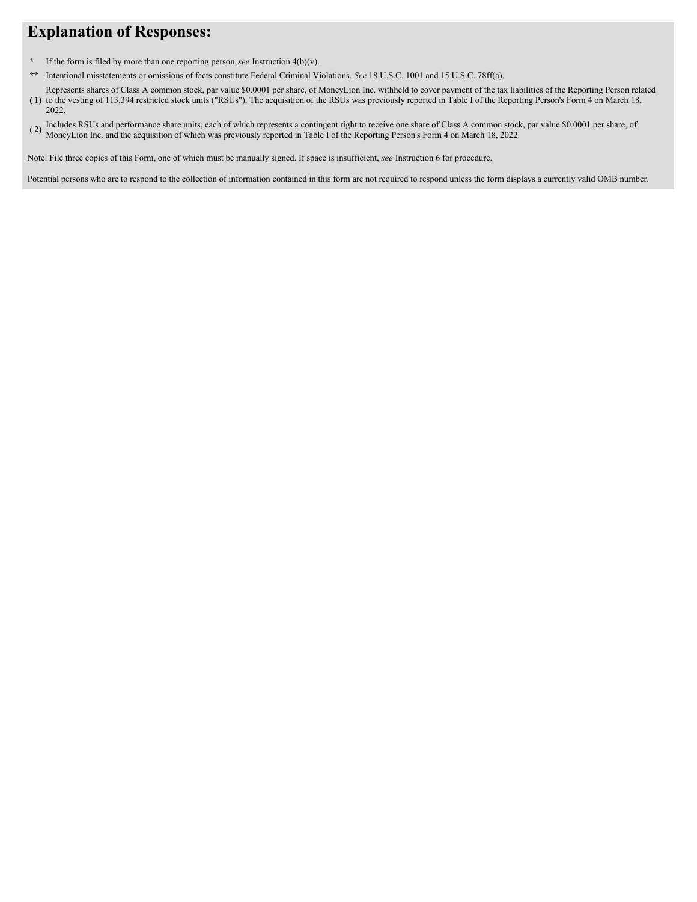# Explanation of Responses:

- \* If the form is filed by more than one reporting person, *see* Instruction 4(b)(v).
- \*\* Intentional misstatements or omissions of facts constitute Federal Criminal Violations. *See* 18 U.S.C. 1001 and 15 U.S.C. 78ff(a).
- **( 1)** Represents shares of Class A common stock, par value $0.0001 per share, of MoneyLion Inc. withheld to cover payment of the tax liabilities of the Reporting Person related to the vesting of 113,394 restricted stock units ("RSUs"). The acquisition of the RSUs was previously reported in Table I of the Reporting Person's Form 4 on March 18, 2022.
- **( 2)** Includes RSUs and performance share units, each of which represents a contingent right to receive one share of Class A common stock, par value $0.0001 per share, of MoneyLion Inc. and the acquisition of which was previously reported in Table I of the Reporting Person's Form 4 on March 18, 2022.

Note: File three copies of this Form, one of which must be manually signed. If space is insufficient, *see* Instruction 6 for procedure.

Potential persons who are to respond to the collection of information contained in this form are not required to respond unless the form displays a currently valid OMB number.